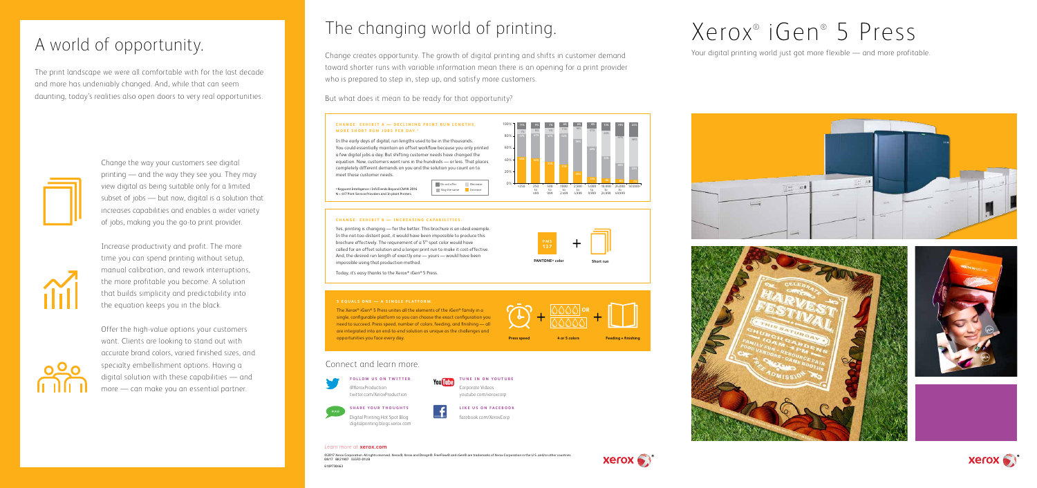## A world of opportunity.

The print landscape we were all comfortable with for the last decade and more has undeniably changed. And, while that can seem daunting, today's realities also open doors to very real opportunities.

Change the way your customers see digital printing — and the way they see you. They may view digital as being suitable only for a limited subset of jobs — but now, digital is a solution that increases capabilities and enables a wider variety of jobs, making you the go-to print provider.

Increase productivity and profit. The more time you can spend printing without setup, manual calibration, and rework interruptions, the more profitable you become. A solution that builds simplicity and predictability into the equation keeps you in the black.

Offer the high-value options your customers want. Clients are looking to stand out with accurate brand colors, varied finished sizes, and specialty embellishment options. Having a digital solution with these capabilities — and more — can make you an essential partner.

## The changing world of printing.

Change creates opportunity. The growth of digital printing and shifts in customer demand toward shorter runs with variable information mean there is an opening for a print provider who is prepared to step in, step up, and satisfy more customers.

But what does it mean to be ready for that opportunity?

### CHANGE: EXHIBIT A — DECLINING PRINT RUN LENGTHS, MORE SHORT RUN JOBS PER DAY [1]

In the early days of digital, run lengths used to be in the thousands. You could essentially maintain an offset workflow because you only printed a few digital jobs a day. But shifting customer needs have changed the equation. Now, customers want runs in the hundreds — or less. That places completely different demands on you and the solution you count on to meet those customer needs.

[1] Keypoint Intelligence / InfoTrends Beyond CMYK 2016
N = 617 Print Service Providers and In-plant Printers

Legend: Do not offer / Stay the same / Decrease / Increase

Run lengths: <250, 250 to 499, 500 to 999, 1000 to 2,499, 2,500 to 4,999, 5,000 to 9,999, 10,000 to 24,999, 25,000 to 49,999, 50,000+

### CHANGE: EXHIBIT B — INCREASING CAPABILITIES

Yes, printing is changing — for the better. This brochure is an ideal example. In the not-too-distant past, it would have been impossible to produce this brochure effectively. The requirement of a 5th spot color would have called for an offset solution and a longer print run to make it cost-effective. And, the desired run length of exactly one — yours — would have been impossible using that production method.

Today, it's easy thanks to the Xerox® iGen® 5 Press.

PMS 537 + PANTONE® color + Short run

### 5 EQUALS ONE — A SINGLE PLATFORM

The Xerox® iGen® 5 Press unites all the elements of the iGen® family in a single, configurable platform so you can choose the exact configuration you need to succeed. Press speed, number of colors, feeding, and finishing — all are integrated into an end-to-end solution as unique as the challenges and opportunities you face every day.

Press speed + 4 or 5 colors + Feeding + finishing

### Connect and learn more.

**FOLLOW US ON TWITTER**
@XeroxProduction
twitter.com/XeroxProduction

**TUNE IN ON YOUTUBE**
Corporate Videos
youtube.com/xeroxcorp

**SHARE YOUR THOUGHTS**
Digital Printing Hot Spot Blog
digitalprinting.blogs.xerox.com

**LIKE US ON FACEBOOK**
facebook.com/XeroxCorp

Learn more at **xerox.com**

©2017 Xerox Corporation. All rights reserved. Xerox®, Xerox and Design®, FreeFlow® and iGen® are trademarks of Xerox Corporation in the U.S. and/or other countries. 08/17 BR21907 IGGFD-01UB

610P730463

# Xerox® iGen® 5 Press

Your digital printing world just got more flexible — and more profitable.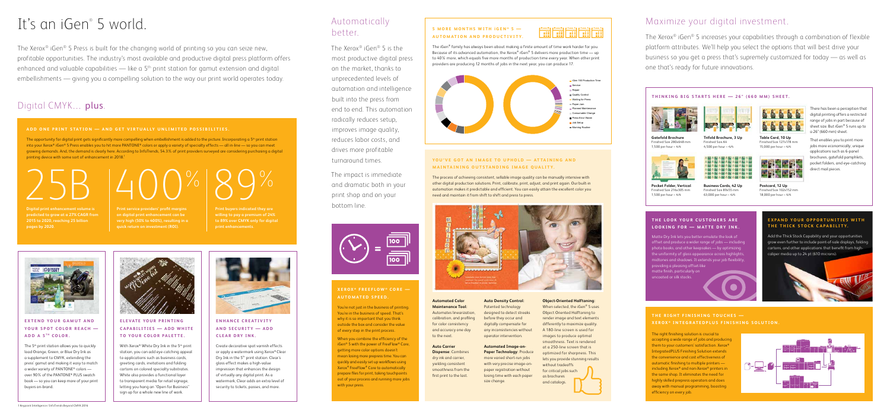# It's an iGen® 5 world.

The Xerox® iGen® 5 Press is built for the changing world of printing so you can seize new, profitable opportunities. The industry's most available and productive digital press platform offers enhanced and valuable capabilities — like a 5th print station for gamut extension and digital embellishments — giving you a compelling solution to the way our print world operates today.

## Digital CMYK... plus.

### ADD ONE PRINT STATION — AND GET VIRTUALLY UNLIMITED POSSIBILITIES.

The opportunity for digital print gets significantly more compelling when embellishment is added to the picture. Incorporating a 5th print station into your Xerox® iGen® 5 Press enables you to hit more PANTONE® colors or apply a variety of specialty effects — all in-line — so you can meet growing demands. And, the demand is clearly here. According to InfoTrends, 54.3% of print providers surveyed are considering purchasing a digital printing device with some sort of enhancement in 2018.[1]

**25B** — Digital print enhancement volume is predicted to grow at a 27% CAGR from 2015 to 2020, reaching 25 billion pages by 2020.

**400%** — Print service providers' profit margins on digital print enhancement can be very high (50% to 400%), resulting in a quick return on investment (ROI).

**89%** — Print buyers indicated they are willing to pay a premium of 24% to 89% over CMYK only for digital print enhancements.

### EXTEND YOUR GAMUT AND YOUR SPOT COLOR REACH — ADD A 5TH COLOR.

The 5th print station allows you to quickly load Orange, Green, or Blue Dry Ink as a supplement to CMYK, extending the press' gamut and making it easy to match a wider variety of PANTONE® colors — over 90% of the PANTONE® PLUS swatch book — so you can keep more of your print buyers on-brand.

### ELEVATE YOUR PRINTING CAPABILITIES — ADD WHITE TO YOUR COLOR PALETTE.

With Xerox® White Dry Ink in the 5th print station, you can add eye-catching appeal to applications such as business cards, greeting cards, invitations and folding cartons on colored specialty substrates. White also provides a functional layer to transparent media for retail signage, letting you hang an "Open for Business" sign up for a whole new line of work.

### ENHANCE CREATIVITY AND SECURITY — ADD CLEAR DRY INK.

Create decorative spot varnish effects or apply a watermark using Xerox® Clear Dry Ink in the 5th print station. Clear's gloss effect makes a high-value impression that enhances the design of virtually any digital print. As a watermark, Clear adds an extra level of security to tickets, passes, and more.

1 Keypoint Intelligence / InfoTrends Beyond CMYK 2016

## Automatically better.

The Xerox® iGen® 5 is the most productive digital press on the market, thanks to unprecedented levels of automation and intelligence built into the press from end to end. This automation radically reduces setup, improves image quality, reduces labor costs, and drives more profitable turnaround times.

The impact is immediate and dramatic both in your print shop and on your bottom line.

### XEROX® FREEFLOW® CORE — AUTOMATED SPEED.

You're not just in the business of printing. You're in the business of speed. That's why it is so important that you think outside the box and consider the value of every step in the print process.

When you combine the efficiency of the iGen® 5 with the power of FreeFlow® Core, getting more color options doesn't mean losing more prepress time. You can quickly and easily set up workflows using Xerox® FreeFlow® Core to automatically prepare files for print, taking touchpoints out of your process and running more jobs with your press.

### 5 MORE MONTHS WITH iGEN® 5 — AUTOMATION AND PRODUCTIVITY.

The iGen® family has always been about making a finite amount of time work harder for you. Because of its advanced automation, the Xerox® iGen® 5 delivers more production time — up to 40% more, which equals five more months of production time every year. When other print providers are producing 12 months of jobs in the next year, you can produce 17.

iGen 150 Production Time
Service
Repair
Quality Control
Waiting for Press
Paper Jam
Planned Maintenance
Consumable Change
Press Error Waste
Job Setup
Morning Routine

### YOU'VE GOT AN IMAGE TO UPHOLD — ATTAINING AND MAINTAINING OUTSTANDING IMAGE QUALITY.

The process of achieving consistent, sellable image quality can be manually intensive with other digital production solutions. Print, calibrate, print, adjust, and print again. Our built-in automation makes it predictable and efficient. You can easily attain the excellent color you need and maintain it from shift to shift and press to press.

**Automated Color Maintenance Tool:** Automates linearization, calibration, and profiling for color consistency and accuracy one day to the next.

**Auto Carrier Dispense:** Combines dry ink and carrier, yielding consistent smoothness from the first print to the last.

**Auto Density Control:** Patented technology designed to detect streaks before they occur and digitally compensate for any inconsistencies without operator intervention.

**Automated Image-on-Paper Technology:** Produce more varied short-run jobs with very precise image-on-paper registration without losing time with each paper size change.

**Object-Oriented Halftoning:** When selected, the iGen® 5 uses Object Oriented Halftoning to render image and text elements differently to maximize quality. A 180-line screen is used for images to produce optimal smoothness. Text is rendered at a 250-line screen that is optimized for sharpness. This lets you provide stunning results without tradeoffs for critical jobs such as brochures and catalogs.

## Maximize your digital investment.

The Xerox® iGen® 5 increases your capabilities through a combination of flexible platform attributes. We'll help you select the options that will best drive your business so you get a press that's supremely customized for today — as well as one that's ready for future innovations.

### THINKING BIG STARTS HERE — 26" (660 MM) SHEET.

**Gatefold Brochure**
Finished Size 280x648 mm
1,500 per hour – 4/4

**Trifold Brochure, 3 Up**
Finished Size A4
4,500 per hour – 4/4

**Table Card, 10 Up**
Finished Size 127x178 mm
15,000 per hour – 4/4

**Pocket Folder, Vertical**
Finished Size 216x305 mm
1,500 per hour – 4/4

**Business Cards, 42 Up**
Finished Size 89x55 mm
63,000 per hour – 4/4

**Postcard, 12 Up**
Finished Size 102x152 mm
18,000 per hour – 4/4

There has been a perception that digital printing offers a restricted range of jobs in part because of sheet size. But iGen® 5 runs up to a 26" (660 mm) sheet.

That enables you to print more jobs more economically: unique applications such as 6-panel brochures, gatefold pamphlets, pocket folders, and eye-catching direct mail pieces.

### THE LOOK YOUR CUSTOMERS ARE LOOKING FOR — MATTE DRY INK.

Matte Dry Ink lets you better emulate the look of offset and produce a wider range of jobs — including photo books, and other keepsakes — by optimizing the uniformity of gloss appearance across highlights, midtones and shadows. It extends your job flexibility, providing a pleasing offset-like matte finish, particularly on uncoated or silk stocks.

### EXPAND YOUR OPPORTUNITIES WITH THE THICK STOCK CAPABILITY.

Add the Thick Stock Capability and your opportunities grow even further to include point-of-sale displays, folding cartons, and other applications that benefit from high-caliper media up to 24 pt (610 microns).

### THE RIGHT FINISHING TOUCHES — XEROX® INTEGRATEDPLUS FINISHING SOLUTION.

The right finishing solution is crucial to accepting a wide range of jobs and producing them to your customers' satisfaction. Xerox® IntegratedPLUS Finishing Solution extends the convenience and cost effectiveness of automatic finishing to multiple printers — including Xerox® and non-Xerox® printers in the same shop. It eliminates the need for highly skilled prepress operators and does away with manual programming, boosting efficiency on every job.